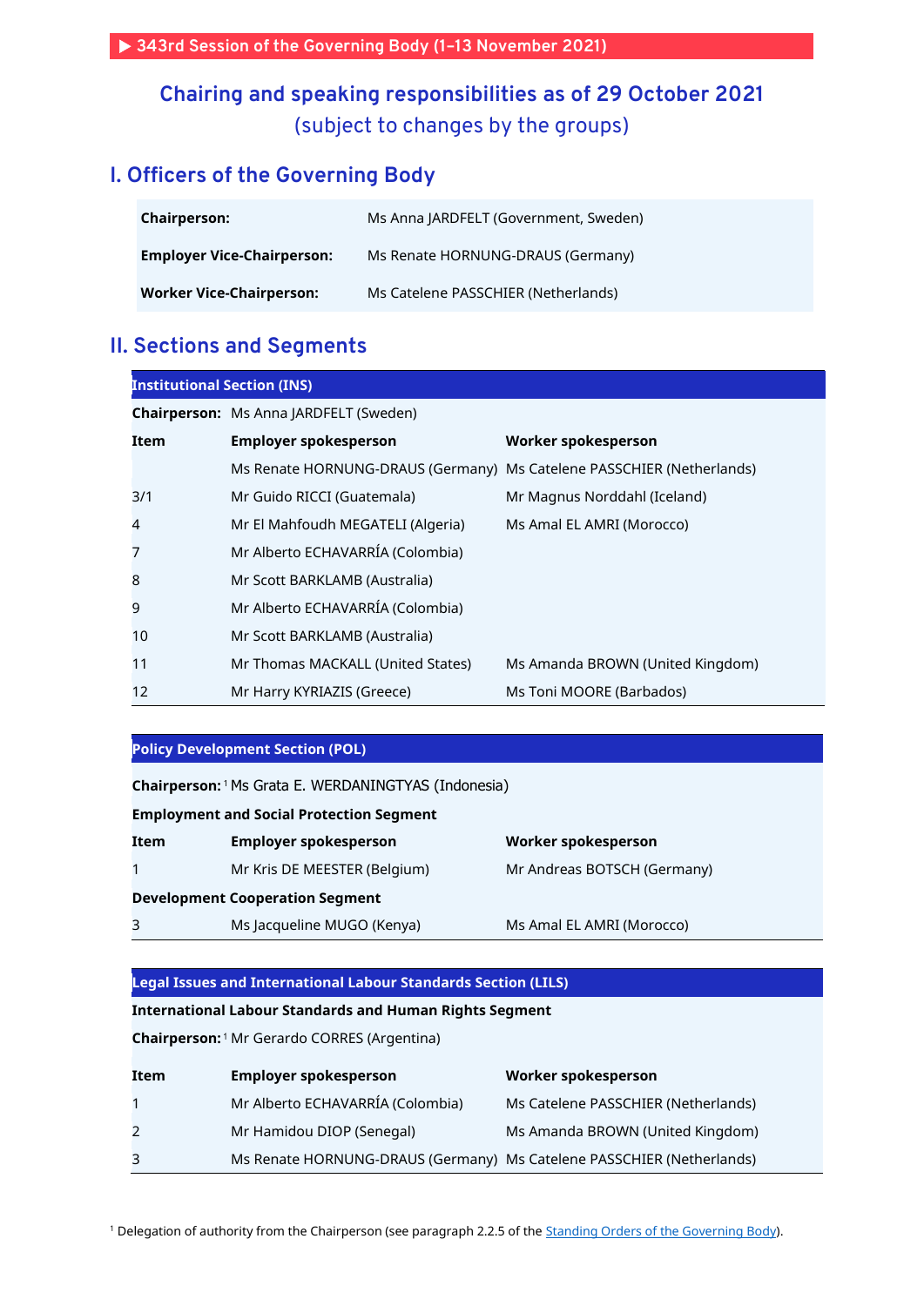▶ 343rd Session of the Governing Body (1–13 November 2021)

# Chairing and speaking responsibilities as of 29 October 2021
(subject to changes by the groups)

## I. Officers of the Governing Body

| | |
|---|---|
| **Chairperson:** | Ms Anna JARDFELT (Government, Sweden) |
| **Employer Vice-Chairperson:** | Ms Renate HORNUNG-DRAUS (Germany) |
| **Worker Vice-Chairperson:** | Ms Catelene PASSCHIER (Netherlands) |

## II. Sections and Segments

### Institutional Section (INS)

**Chairperson:** Ms Anna JARDFELT (Sweden)

| Item | Employer spokesperson | Worker spokesperson |
|---|---|---|
| | Ms Renate HORNUNG-DRAUS (Germany) | Ms Catelene PASSCHIER (Netherlands) |
| 3/1 | Mr Guido RICCI (Guatemala) | Mr Magnus Norddahl (Iceland) |
| 4 | Mr El Mahfoudh MEGATELI (Algeria) | Ms Amal EL AMRI (Morocco) |
| 7 | Mr Alberto ECHAVARRÍA (Colombia) | |
| 8 | Mr Scott BARKLAMB (Australia) | |
| 9 | Mr Alberto ECHAVARRÍA (Colombia) | |
| 10 | Mr Scott BARKLAMB (Australia) | |
| 11 | Mr Thomas MACKALL (United States) | Ms Amanda BROWN (United Kingdom) |
| 12 | Mr Harry KYRIAZIS (Greece) | Ms Toni MOORE (Barbados) |

### Policy Development Section (POL)

**Chairperson:**[1] Ms Grata E. WERDANINGTYAS (Indonesia)

**Employment and Social Protection Segment**

| Item | Employer spokesperson | Worker spokesperson |
|---|---|---|
| 1 | Mr Kris DE MEESTER (Belgium) | Mr Andreas BOTSCH (Germany) |

**Development Cooperation Segment**

| Item | Employer spokesperson | Worker spokesperson |
|---|---|---|
| 3 | Ms Jacqueline MUGO (Kenya) | Ms Amal EL AMRI (Morocco) |

### Legal Issues and International Labour Standards Section (LILS)

**International Labour Standards and Human Rights Segment**

**Chairperson:**[1] Mr Gerardo CORRES (Argentina)

| Item | Employer spokesperson | Worker spokesperson |
|---|---|---|
| 1 | Mr Alberto ECHAVARRÍA (Colombia) | Ms Catelene PASSCHIER (Netherlands) |
| 2 | Mr Hamidou DIOP (Senegal) | Ms Amanda BROWN (United Kingdom) |
| 3 | Ms Renate HORNUNG-DRAUS (Germany) | Ms Catelene PASSCHIER (Netherlands) |

[1] Delegation of authority from the Chairperson (see paragraph 2.2.5 of the Standing Orders of the Governing Body).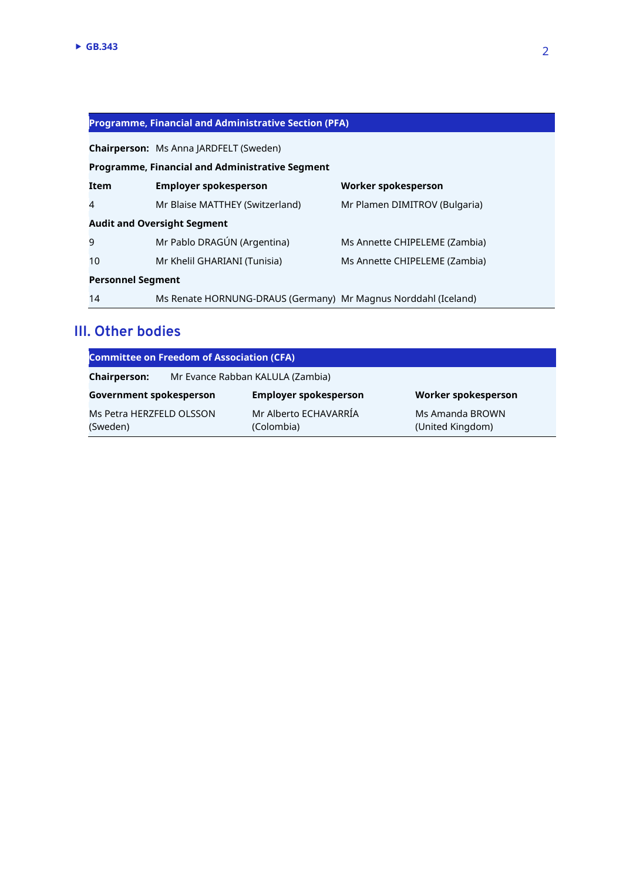| Programme, Financial and Administrative Section (PFA) | | |
|---|---|---|
| **Chairperson:** Ms Anna JARDFELT (Sweden) | | |
| **Programme, Financial and Administrative Segment** | | |
| **Item** | **Employer spokesperson** | **Worker spokesperson** |
| 4 | Mr Blaise MATTHEY (Switzerland) | Mr Plamen DIMITROV (Bulgaria) |
| **Audit and Oversight Segment** | | |
| 9 | Mr Pablo DRAGÚN (Argentina) | Ms Annette CHIPELEME (Zambia) |
| 10 | Mr Khelil GHARIANI (Tunisia) | Ms Annette CHIPELEME (Zambia) |
| **Personnel Segment** | | |
| 14 | Ms Renate HORNUNG-DRAUS (Germany) | Mr Magnus Norddahl (Iceland) |

## III. Other bodies

| Committee on Freedom of Association (CFA) | | |
|---|---|---|
| **Chairperson:** Mr Evance Rabban KALULA (Zambia) | | |
| **Government spokesperson** | **Employer spokesperson** | **Worker spokesperson** |
| Ms Petra HERZFELD OLSSON (Sweden) | Mr Alberto ECHAVARRÍA (Colombia) | Ms Amanda BROWN (United Kingdom) |